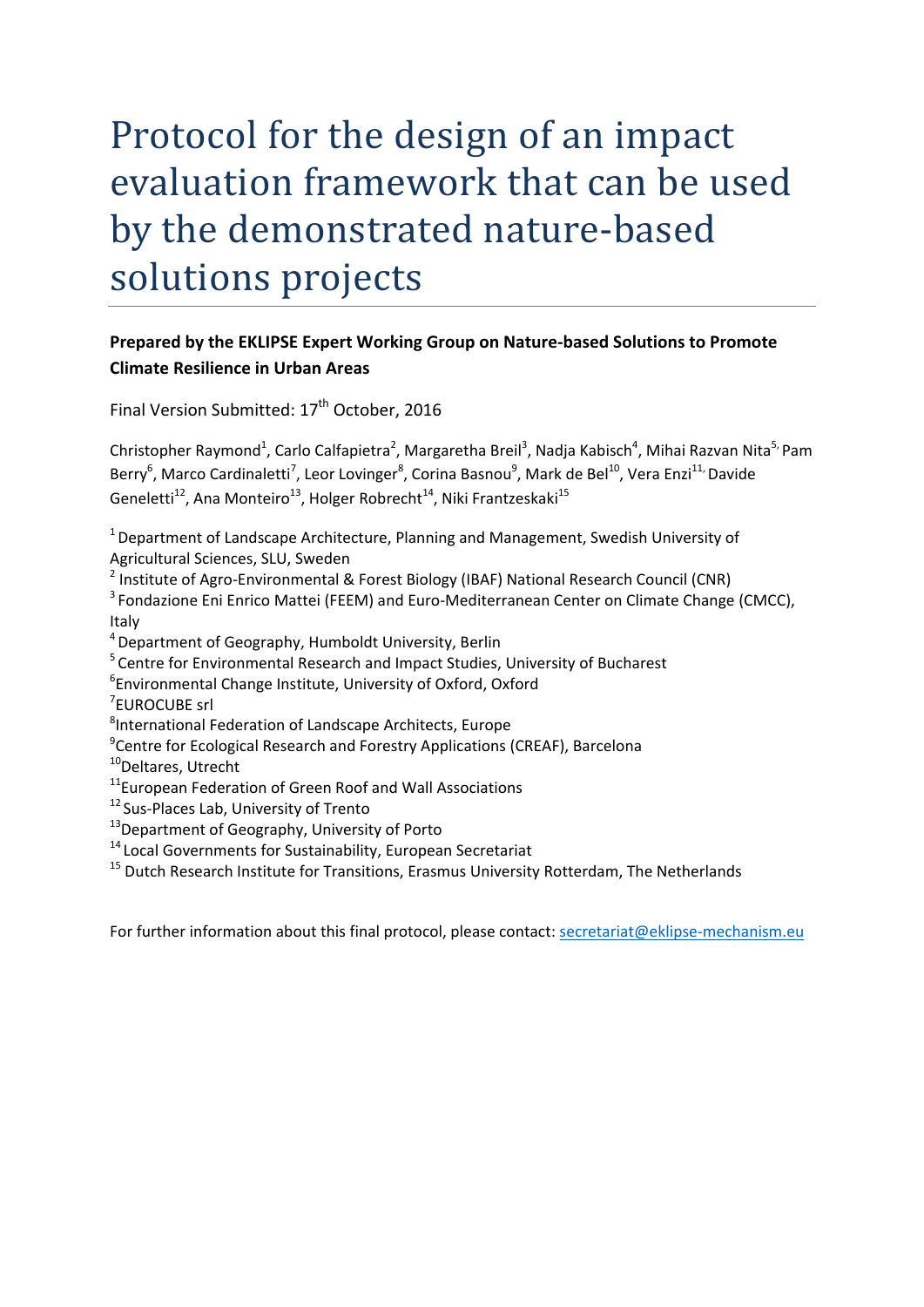# Protocol for the design of an impact evaluation framework that can be used by the demonstrated nature-based solutions projects

**Prepared by the EKLIPSE Expert Working Group on Nature-based Solutions to Promote Climate Resilience in Urban Areas**

Final Version Submitted: 17th October, 2016

Christopher Raymond[1], Carlo Calfapietra[2], Margaretha Breil[3], Nadja Kabisch[4], Mihai Razvan Nita[5], Pam Berry[6], Marco Cardinaletti[7], Leor Lovinger[8], Corina Basnou[9], Mark de Bel[10], Vera Enzi[11], Davide Geneletti[12], Ana Monteiro[13], Holger Robrecht[14], Niki Frantzeskaki[15]

[1] Department of Landscape Architecture, Planning and Management, Swedish University of Agricultural Sciences, SLU, Sweden

[2] Institute of Agro-Environmental & Forest Biology (IBAF) National Research Council (CNR)

[3] Fondazione Eni Enrico Mattei (FEEM) and Euro-Mediterranean Center on Climate Change (CMCC), Italy

[4] Department of Geography, Humboldt University, Berlin

[5] Centre for Environmental Research and Impact Studies, University of Bucharest

[6] Environmental Change Institute, University of Oxford, Oxford

[7] EUROCUBE srl

[8] International Federation of Landscape Architects, Europe

[9] Centre for Ecological Research and Forestry Applications (CREAF), Barcelona

[10] Deltares, Utrecht

[11] European Federation of Green Roof and Wall Associations

[12] Sus-Places Lab, University of Trento

[13] Department of Geography, University of Porto

[14] Local Governments for Sustainability, European Secretariat

[15] Dutch Research Institute for Transitions, Erasmus University Rotterdam, The Netherlands

For further information about this final protocol, please contact: secretariat@eklipse-mechanism.eu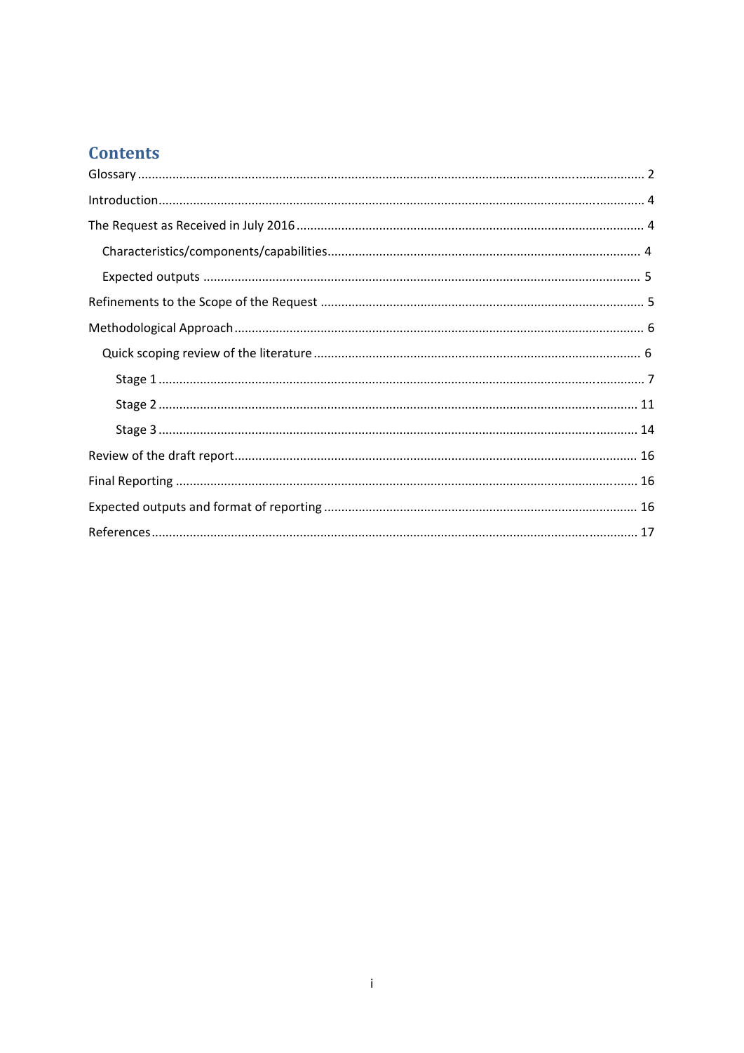# Contents

- Glossary ..... 2
- Introduction ..... 4
- The Request as Received in July 2016 ..... 4
  - Characteristics/components/capabilities ..... 4
  - Expected outputs ..... 5
- Refinements to the Scope of the Request ..... 5
- Methodological Approach ..... 6
  - Quick scoping review of the literature ..... 6
    - Stage 1 ..... 7
    - Stage 2 ..... 11
    - Stage 3 ..... 14
- Review of the draft report ..... 16
- Final Reporting ..... 16
- Expected outputs and format of reporting ..... 16
- References ..... 17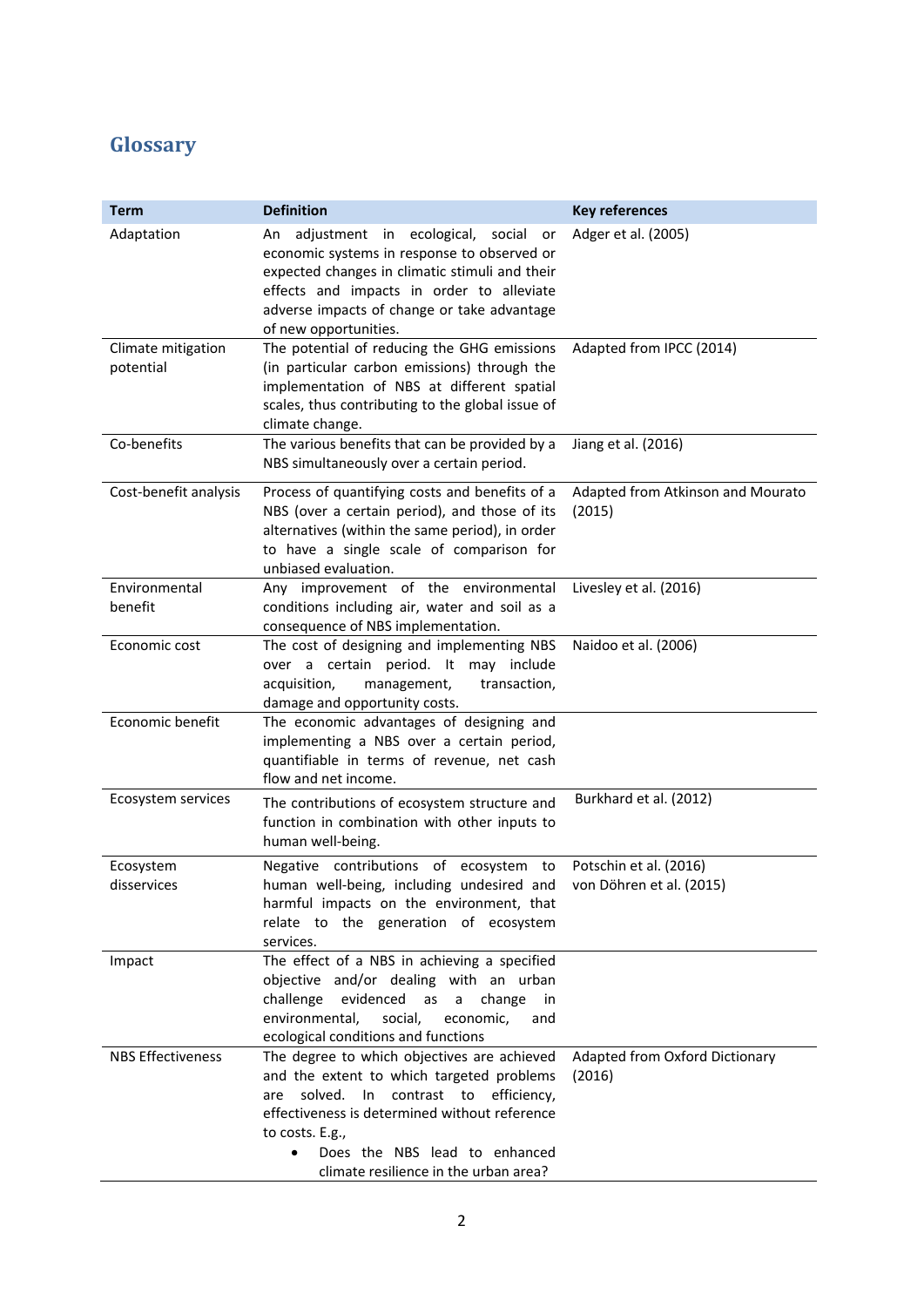## Glossary

| Term | Definition | Key references |
|---|---|---|
| Adaptation | An adjustment in ecological, social or economic systems in response to observed or expected changes in climatic stimuli and their effects and impacts in order to alleviate adverse impacts of change or take advantage of new opportunities. | Adger et al. (2005) |
| Climate mitigation potential | The potential of reducing the GHG emissions (in particular carbon emissions) through the implementation of NBS at different spatial scales, thus contributing to the global issue of climate change. | Adapted from IPCC (2014) |
| Co-benefits | The various benefits that can be provided by a NBS simultaneously over a certain period. | Jiang et al. (2016) |
| Cost-benefit analysis | Process of quantifying costs and benefits of a NBS (over a certain period), and those of its alternatives (within the same period), in order to have a single scale of comparison for unbiased evaluation. | Adapted from Atkinson and Mourato (2015) |
| Environmental benefit | Any improvement of the environmental conditions including air, water and soil as a consequence of NBS implementation. | Livesley et al. (2016) |
| Economic cost | The cost of designing and implementing NBS over a certain period. It may include acquisition, management, transaction, damage and opportunity costs. | Naidoo et al. (2006) |
| Economic benefit | The economic advantages of designing and implementing a NBS over a certain period, quantifiable in terms of revenue, net cash flow and net income. | |
| Ecosystem services | The contributions of ecosystem structure and function in combination with other inputs to human well-being. | Burkhard et al. (2012) |
| Ecosystem disservices | Negative contributions of ecosystem to human well-being, including undesired and harmful impacts on the environment, that relate to the generation of ecosystem services. | Potschin et al. (2016)<br>von Döhren et al. (2015) |
| Impact | The effect of a NBS in achieving a specified objective and/or dealing with an urban challenge evidenced as a change in environmental, social, economic, and ecological conditions and functions | |
| NBS Effectiveness | The degree to which objectives are achieved and the extent to which targeted problems are solved. In contrast to efficiency, effectiveness is determined without reference to costs. E.g.,<br>• Does the NBS lead to enhanced climate resilience in the urban area? | Adapted from Oxford Dictionary (2016) |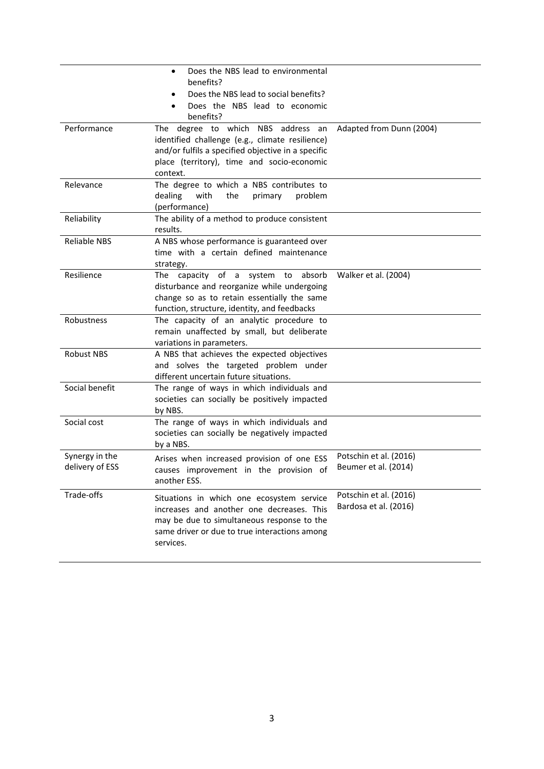| | | |
|---|---|---|
| | • Does the NBS lead to environmental benefits?<br>• Does the NBS lead to social benefits?<br>• Does the NBS lead to economic benefits? | |
| Performance | The degree to which NBS address an identified challenge (e.g., climate resilience) and/or fulfils a specified objective in a specific place (territory), time and socio-economic context. | Adapted from Dunn (2004) |
| Relevance | The degree to which a NBS contributes to dealing with the primary problem (performance) | |
| Reliability | The ability of a method to produce consistent results. | |
| Reliable NBS | A NBS whose performance is guaranteed over time with a certain defined maintenance strategy. | |
| Resilience | The capacity of a system to absorb disturbance and reorganize while undergoing change so as to retain essentially the same function, structure, identity, and feedbacks | Walker et al. (2004) |
| Robustness | The capacity of an analytic procedure to remain unaffected by small, but deliberate variations in parameters. | |
| Robust NBS | A NBS that achieves the expected objectives and solves the targeted problem under different uncertain future situations. | |
| Social benefit | The range of ways in which individuals and societies can socially be positively impacted by NBS. | |
| Social cost | The range of ways in which individuals and societies can socially be negatively impacted by a NBS. | |
| Synergy in the delivery of ESS | Arises when increased provision of one ESS causes improvement in the provision of another ESS. | Potschin et al. (2016)<br>Beumer et al. (2014) |
| Trade-offs | Situations in which one ecosystem service increases and another one decreases. This may be due to simultaneous response to the same driver or due to true interactions among services. | Potschin et al. (2016)<br>Bardosa et al. (2016) |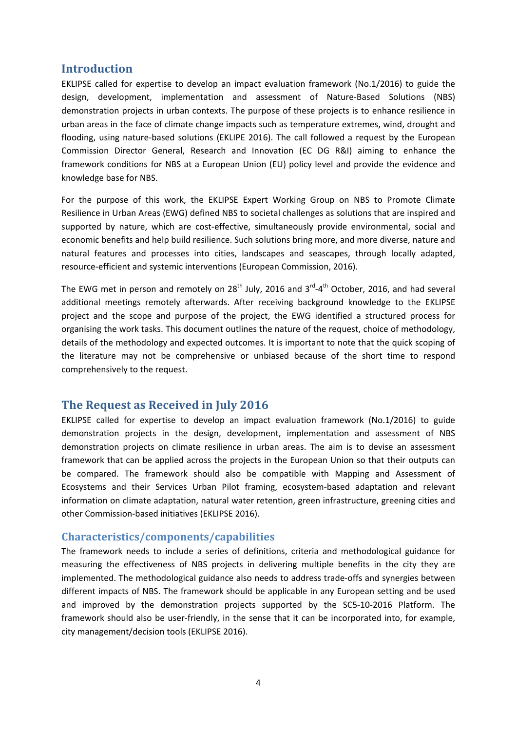## Introduction

EKLIPSE called for expertise to develop an impact evaluation framework (No.1/2016) to guide the design, development, implementation and assessment of Nature-Based Solutions (NBS) demonstration projects in urban contexts. The purpose of these projects is to enhance resilience in urban areas in the face of climate change impacts such as temperature extremes, wind, drought and flooding, using nature-based solutions (EKLIPE 2016). The call followed a request by the European Commission Director General, Research and Innovation (EC DG R&I) aiming to enhance the framework conditions for NBS at a European Union (EU) policy level and provide the evidence and knowledge base for NBS.

For the purpose of this work, the EKLIPSE Expert Working Group on NBS to Promote Climate Resilience in Urban Areas (EWG) defined NBS to societal challenges as solutions that are inspired and supported by nature, which are cost-effective, simultaneously provide environmental, social and economic benefits and help build resilience. Such solutions bring more, and more diverse, nature and natural features and processes into cities, landscapes and seascapes, through locally adapted, resource-efficient and systemic interventions (European Commission, 2016).

The EWG met in person and remotely on 28th July, 2016 and 3rd-4th October, 2016, and had several additional meetings remotely afterwards. After receiving background knowledge to the EKLIPSE project and the scope and purpose of the project, the EWG identified a structured process for organising the work tasks. This document outlines the nature of the request, choice of methodology, details of the methodology and expected outcomes. It is important to note that the quick scoping of the literature may not be comprehensive or unbiased because of the short time to respond comprehensively to the request.

## The Request as Received in July 2016

EKLIPSE called for expertise to develop an impact evaluation framework (No.1/2016) to guide demonstration projects in the design, development, implementation and assessment of NBS demonstration projects on climate resilience in urban areas. The aim is to devise an assessment framework that can be applied across the projects in the European Union so that their outputs can be compared. The framework should also be compatible with Mapping and Assessment of Ecosystems and their Services Urban Pilot framing, ecosystem-based adaptation and relevant information on climate adaptation, natural water retention, green infrastructure, greening cities and other Commission-based initiatives (EKLIPSE 2016).

### Characteristics/components/capabilities

The framework needs to include a series of definitions, criteria and methodological guidance for measuring the effectiveness of NBS projects in delivering multiple benefits in the city they are implemented. The methodological guidance also needs to address trade-offs and synergies between different impacts of NBS. The framework should be applicable in any European setting and be used and improved by the demonstration projects supported by the SC5-10-2016 Platform. The framework should also be user-friendly, in the sense that it can be incorporated into, for example, city management/decision tools (EKLIPSE 2016).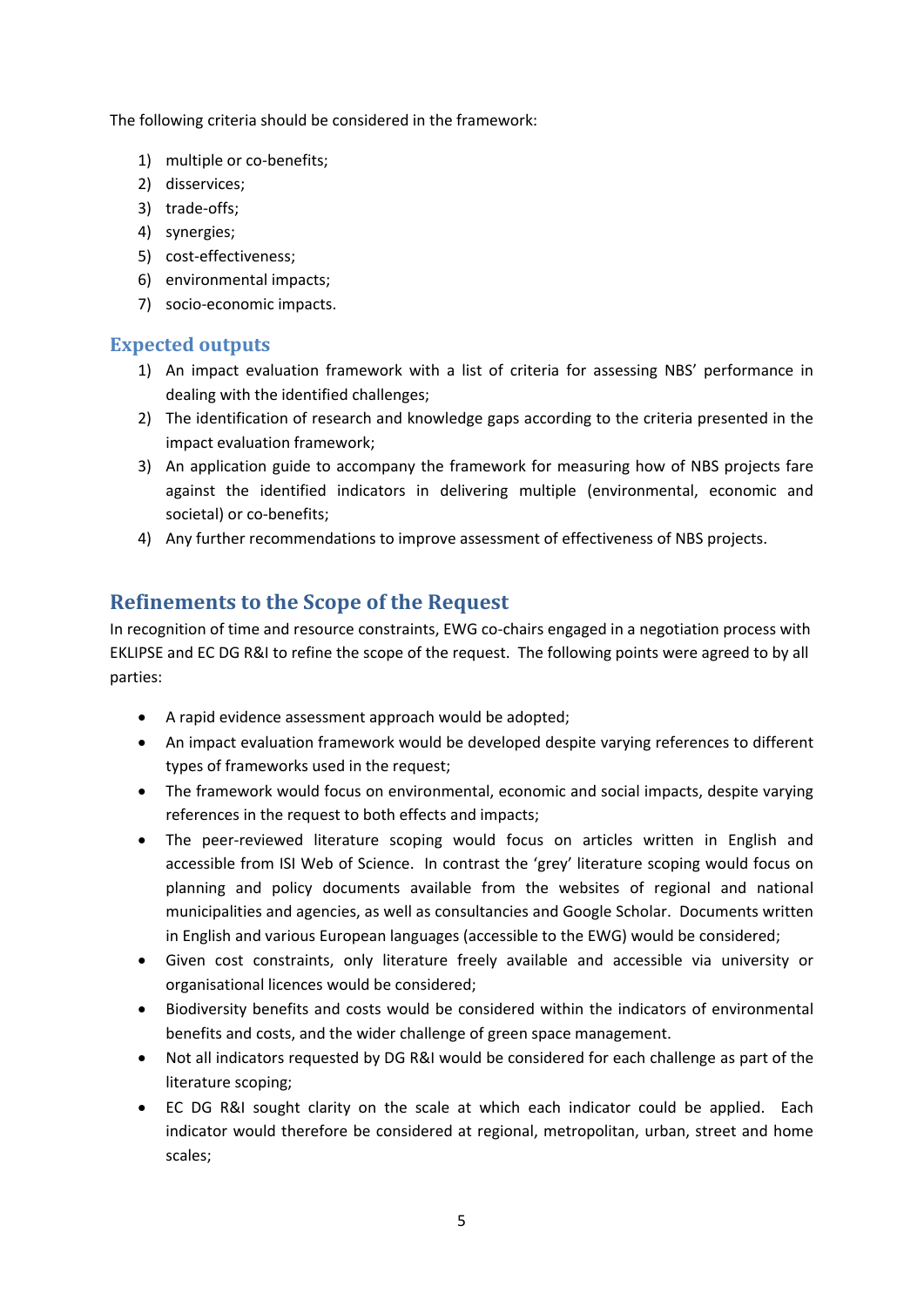The following criteria should be considered in the framework:

1) multiple or co-benefits;
2) disservices;
3) trade-offs;
4) synergies;
5) cost-effectiveness;
6) environmental impacts;
7) socio-economic impacts.

### Expected outputs

1) An impact evaluation framework with a list of criteria for assessing NBS' performance in dealing with the identified challenges;
2) The identification of research and knowledge gaps according to the criteria presented in the impact evaluation framework;
3) An application guide to accompany the framework for measuring how of NBS projects fare against the identified indicators in delivering multiple (environmental, economic and societal) or co-benefits;
4) Any further recommendations to improve assessment of effectiveness of NBS projects.

## Refinements to the Scope of the Request

In recognition of time and resource constraints, EWG co-chairs engaged in a negotiation process with EKLIPSE and EC DG R&I to refine the scope of the request. The following points were agreed to by all parties:

- A rapid evidence assessment approach would be adopted;
- An impact evaluation framework would be developed despite varying references to different types of frameworks used in the request;
- The framework would focus on environmental, economic and social impacts, despite varying references in the request to both effects and impacts;
- The peer-reviewed literature scoping would focus on articles written in English and accessible from ISI Web of Science. In contrast the 'grey' literature scoping would focus on planning and policy documents available from the websites of regional and national municipalities and agencies, as well as consultancies and Google Scholar. Documents written in English and various European languages (accessible to the EWG) would be considered;
- Given cost constraints, only literature freely available and accessible via university or organisational licences would be considered;
- Biodiversity benefits and costs would be considered within the indicators of environmental benefits and costs, and the wider challenge of green space management.
- Not all indicators requested by DG R&I would be considered for each challenge as part of the literature scoping;
- EC DG R&I sought clarity on the scale at which each indicator could be applied. Each indicator would therefore be considered at regional, metropolitan, urban, street and home scales;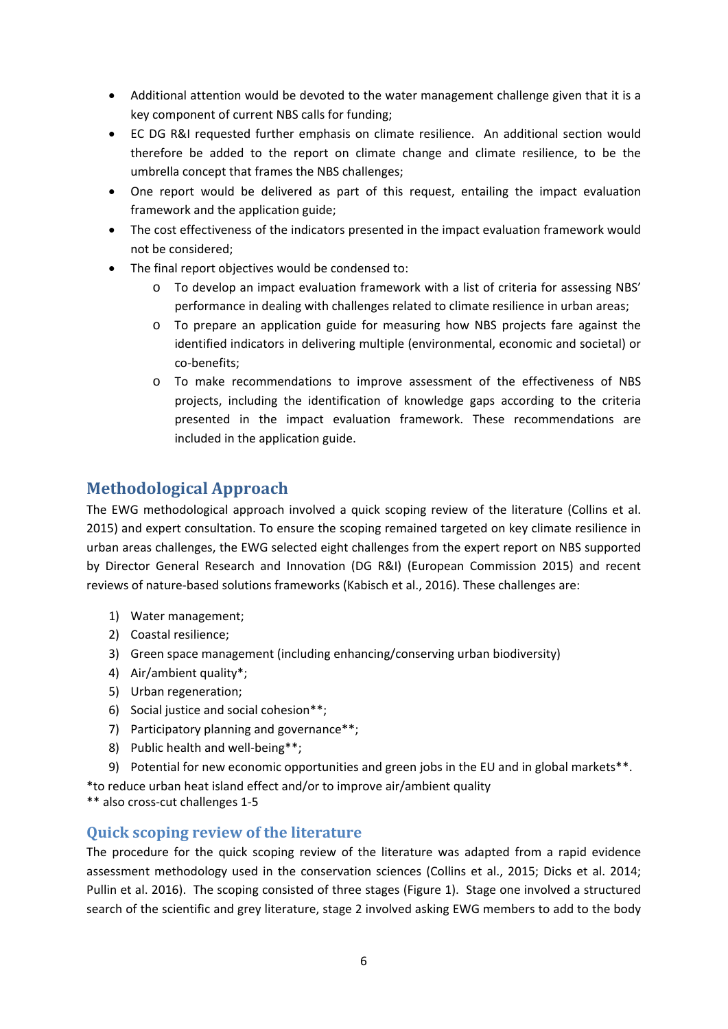- Additional attention would be devoted to the water management challenge given that it is a key component of current NBS calls for funding;
- EC DG R&I requested further emphasis on climate resilience. An additional section would therefore be added to the report on climate change and climate resilience, to be the umbrella concept that frames the NBS challenges;
- One report would be delivered as part of this request, entailing the impact evaluation framework and the application guide;
- The cost effectiveness of the indicators presented in the impact evaluation framework would not be considered;
- The final report objectives would be condensed to:
  - To develop an impact evaluation framework with a list of criteria for assessing NBS' performance in dealing with challenges related to climate resilience in urban areas;
  - To prepare an application guide for measuring how NBS projects fare against the identified indicators in delivering multiple (environmental, economic and societal) or co-benefits;
  - To make recommendations to improve assessment of the effectiveness of NBS projects, including the identification of knowledge gaps according to the criteria presented in the impact evaluation framework. These recommendations are included in the application guide.

## Methodological Approach

The EWG methodological approach involved a quick scoping review of the literature (Collins et al. 2015) and expert consultation. To ensure the scoping remained targeted on key climate resilience in urban areas challenges, the EWG selected eight challenges from the expert report on NBS supported by Director General Research and Innovation (DG R&I) (European Commission 2015) and recent reviews of nature-based solutions frameworks (Kabisch et al., 2016). These challenges are:

1) Water management;
2) Coastal resilience;
3) Green space management (including enhancing/conserving urban biodiversity)
4) Air/ambient quality*;
5) Urban regeneration;
6) Social justice and social cohesion**;
7) Participatory planning and governance**;
8) Public health and well-being**;
9) Potential for new economic opportunities and green jobs in the EU and in global markets**.

*to reduce urban heat island effect and/or to improve air/ambient quality
** also cross-cut challenges 1-5

### Quick scoping review of the literature

The procedure for the quick scoping review of the literature was adapted from a rapid evidence assessment methodology used in the conservation sciences (Collins et al., 2015; Dicks et al. 2014; Pullin et al. 2016). The scoping consisted of three stages (Figure 1). Stage one involved a structured search of the scientific and grey literature, stage 2 involved asking EWG members to add to the body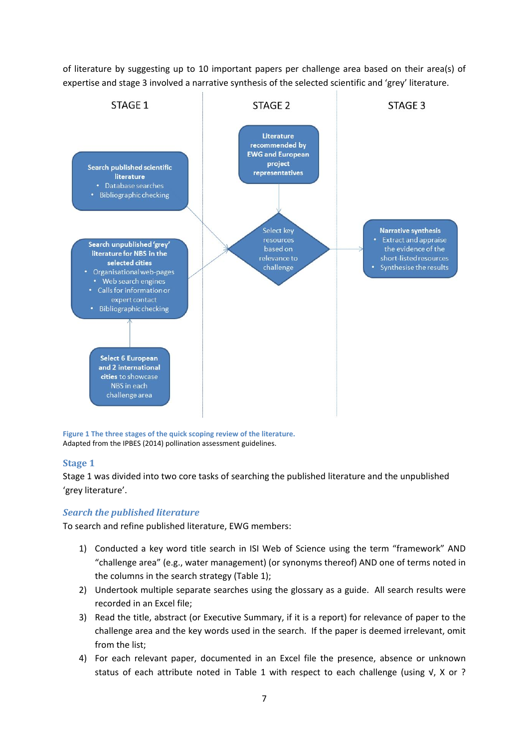of literature by suggesting up to 10 important papers per challenge area based on their area(s) of expertise and stage 3 involved a narrative synthesis of the selected scientific and 'grey' literature.

**STAGE 1**

**Search published scientific literature**
- Database searches
- Bibliographic checking

**Search unpublished 'grey' literature for NBS in the selected cities**
- Organisational web-pages
- Web search engines
- Calls for information or expert contact
- Bibliographic checking

**Select 6 European and 2 international cities** to showcase NBS in each challenge area

**STAGE 2**

**Literature recommended by EWG and European project representatives**

Select key resources based on relevance to challenge

**STAGE 3**

**Narrative synthesis**
- Extract and appraise the evidence of the short-listed resources
- Synthesise the results

Figure 1 The three stages of the quick scoping review of the literature.
Adapted from the IPBES (2014) pollination assessment guidelines.

## Stage 1

Stage 1 was divided into two core tasks of searching the published literature and the unpublished 'grey literature'.

### *Search the published literature*

To search and refine published literature, EWG members:

1) Conducted a key word title search in ISI Web of Science using the term "framework" AND "challenge area" (e.g., water management) (or synonyms thereof) AND one of terms noted in the columns in the search strategy (Table 1);
2) Undertook multiple separate searches using the glossary as a guide. All search results were recorded in an Excel file;
3) Read the title, abstract (or Executive Summary, if it is a report) for relevance of paper to the challenge area and the key words used in the search. If the paper is deemed irrelevant, omit from the list;
4) For each relevant paper, documented in an Excel file the presence, absence or unknown status of each attribute noted in Table 1 with respect to each challenge (using √, X or ?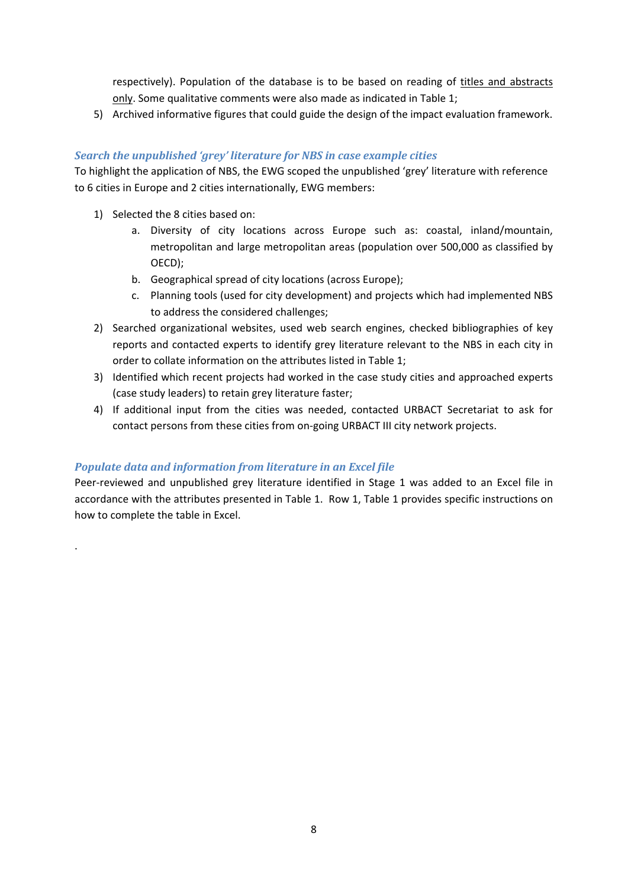respectively). Population of the database is to be based on reading of <u>titles and abstracts only</u>. Some qualitative comments were also made as indicated in Table 1;

5) Archived informative figures that could guide the design of the impact evaluation framework.

### *Search the unpublished 'grey' literature for NBS in case example cities*

To highlight the application of NBS, the EWG scoped the unpublished 'grey' literature with reference to 6 cities in Europe and 2 cities internationally, EWG members:

1) Selected the 8 cities based on:
    a. Diversity of city locations across Europe such as: coastal, inland/mountain, metropolitan and large metropolitan areas (population over 500,000 as classified by OECD);
    b. Geographical spread of city locations (across Europe);
    c. Planning tools (used for city development) and projects which had implemented NBS to address the considered challenges;
2) Searched organizational websites, used web search engines, checked bibliographies of key reports and contacted experts to identify grey literature relevant to the NBS in each city in order to collate information on the attributes listed in Table 1;
3) Identified which recent projects had worked in the case study cities and approached experts (case study leaders) to retain grey literature faster;
4) If additional input from the cities was needed, contacted URBACT Secretariat to ask for contact persons from these cities from on-going URBACT III city network projects.

### *Populate data and information from literature in an Excel file*

Peer-reviewed and unpublished grey literature identified in Stage 1 was added to an Excel file in accordance with the attributes presented in Table 1. Row 1, Table 1 provides specific instructions on how to complete the table in Excel.

.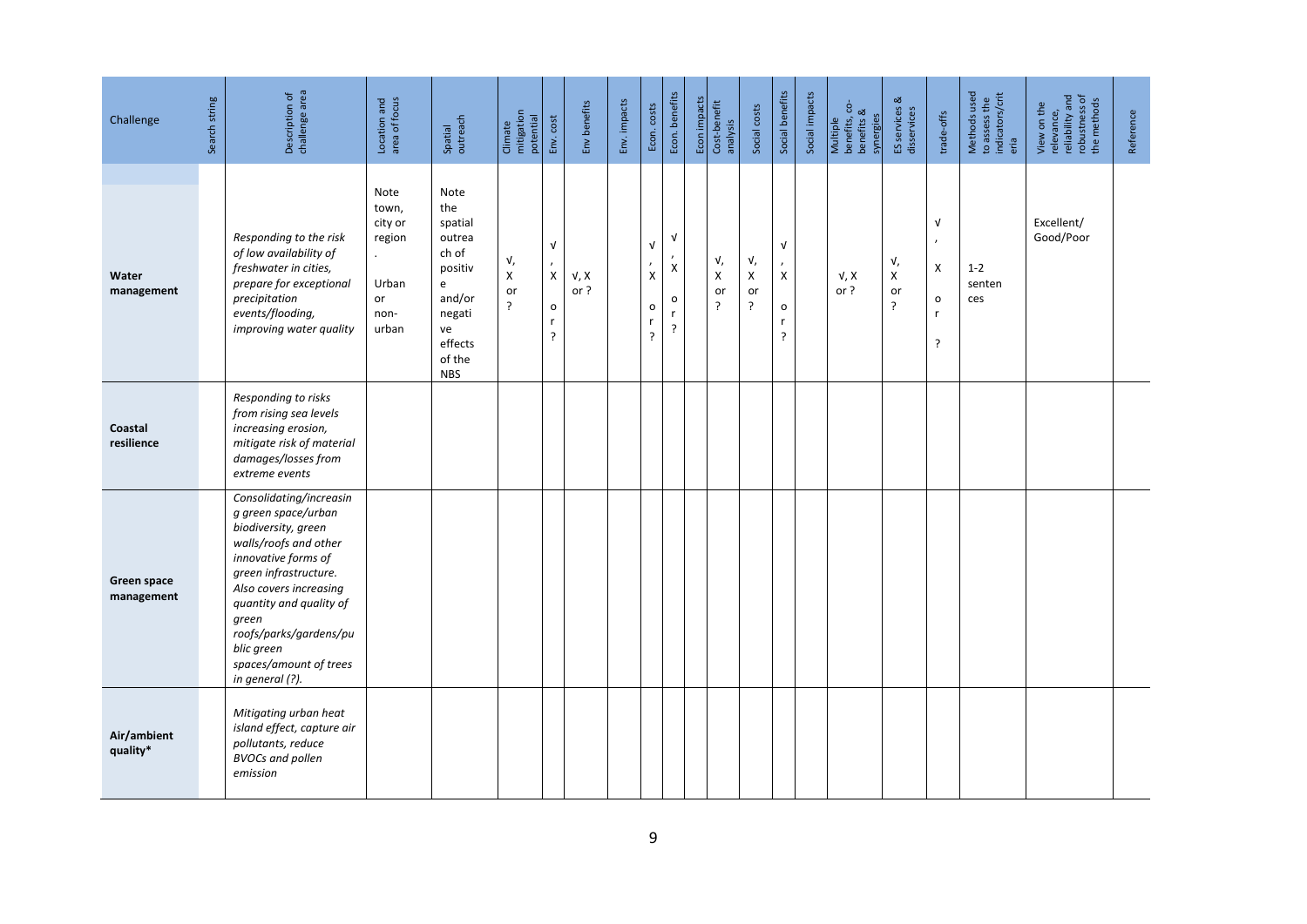| Challenge | Search string | Description of challenge area | Location and area of focus | Spatial outreach | Climate mitigation potential | Env. cost | Env benefits | Env. impacts | Econ. costs | Econ. benefits | Econ impacts | Cost-benefit analysis | Social costs | Social benefits | Social impacts | Multiple benefits, co-benefits & synergies | ES services & disservices | trade-offs | Methods used to assess the indicators/criteria | View on the relevance, reliability and robustness of the methods | Reference |
|---|---|---|---|---|---|---|---|---|---|---|---|---|---|---|---|---|---|---|---|---|---|
| **Water management** | | *Responding to the risk of low availability of freshwater in cities, prepare for exceptional precipitation events/flooding, improving water quality* | Note town, city or region. Urban or non-urban | Note the spatial outreach of positive and/or negative effects of the NBS | √, X or ? | √, X or ? | √, X or ? | | √, X or ? | √, X or ? | | √, X or ? | √, X or ? | √, X or ? | | √, X or ? | √, X or ? | √, X or ? | 1-2 sentences | Excellent/ Good/Poor | |
| **Coastal resilience** | | *Responding to risks from rising sea levels increasing erosion, mitigate risk of material damages/losses from extreme events* | | | | | | | | | | | | | | | | | | | |
| **Green space management** | | *Consolidating/increasing green space/urban biodiversity, green walls/roofs and other innovative forms of green infrastructure. Also covers increasing quantity and quality of green roofs/parks/gardens/public green spaces/amount of trees in general (?).* | | | | | | | | | | | | | | | | | | | |
| **Air/ambient quality*** | | *Mitigating urban heat island effect, capture air pollutants, reduce BVOCs and pollen emission* | | | | | | | | | | | | | | | | | | | |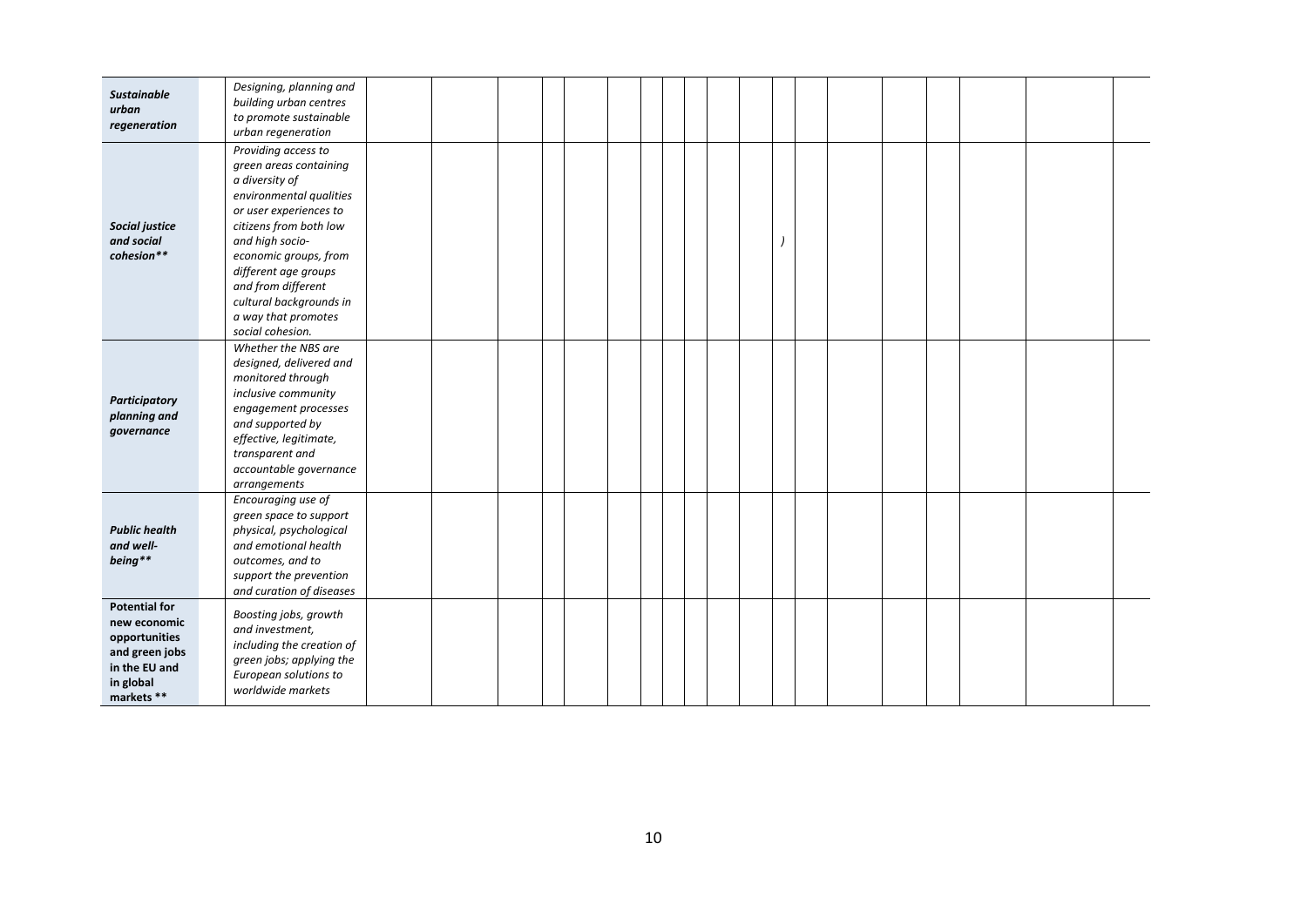| | | | | | | | | | | | | | | | | | | | | |
|---|---|---|---|---|---|---|---|---|---|---|---|---|---|---|---|---|---|---|---|---|
| ***Sustainable urban regeneration*** | *Designing, planning and building urban centres to promote sustainable urban regeneration* | | | | | | | | | | | | | | | | | | | |
| ***Social justice and social cohesion\*\**** | *Providing access to green areas containing a diversity of environmental qualities or user experiences to citizens from both low and high socio-economic groups, from different age groups and from different cultural backgrounds in a way that promotes social cohesion.* | | | | | | | | | | | | ) | | | | | | | |
| ***Participatory planning and governance*** | *Whether the NBS are designed, delivered and monitored through inclusive community engagement processes and supported by effective, legitimate, transparent and accountable governance arrangements* | | | | | | | | | | | | | | | | | | | |
| ***Public health and well-being\*\**** | *Encouraging use of green space to support physical, psychological and emotional health outcomes, and to support the prevention and curation of diseases* | | | | | | | | | | | | | | | | | | | |
| **Potential for new economic opportunities and green jobs in the EU and in global markets \*\*** | *Boosting jobs, growth and investment, including the creation of green jobs; applying the European solutions to worldwide markets* | | | | | | | | | | | | | | | | | | | |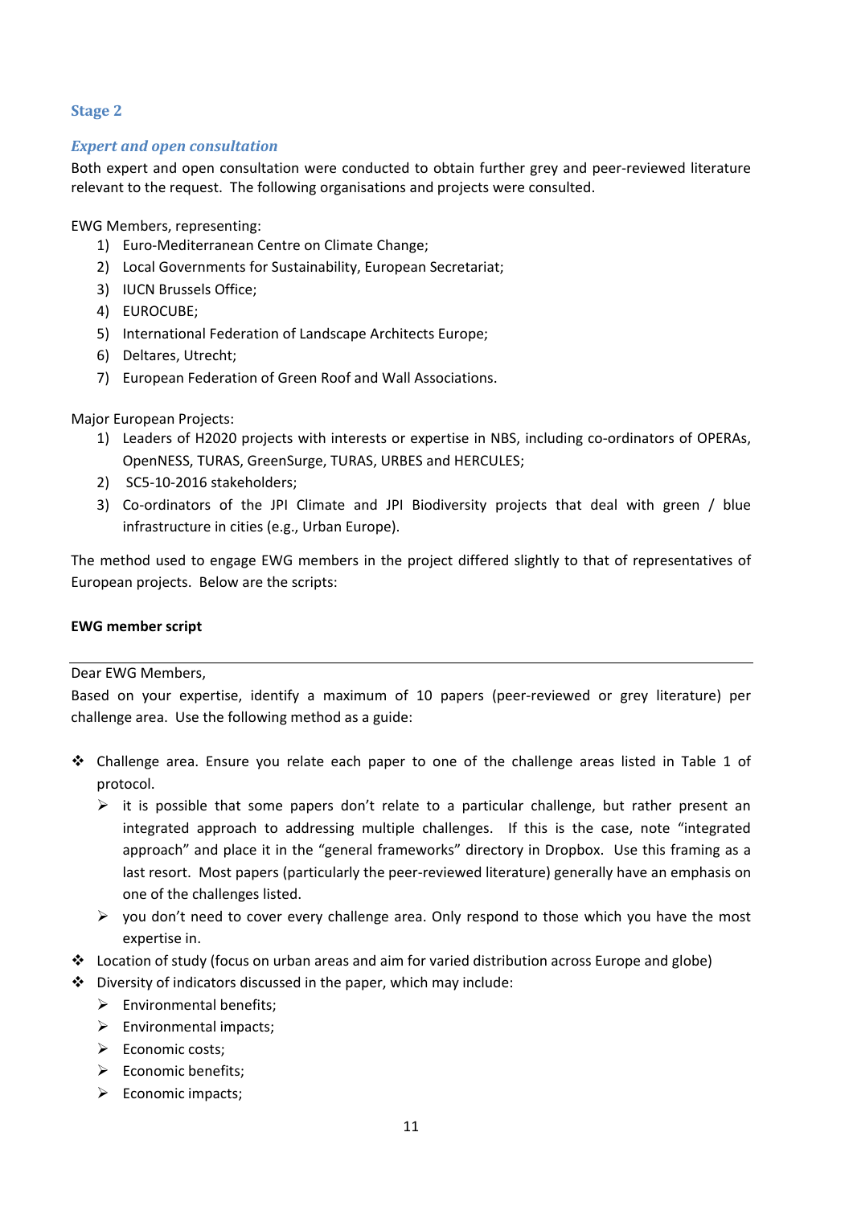### Stage 2

#### *Expert and open consultation*

Both expert and open consultation were conducted to obtain further grey and peer-reviewed literature relevant to the request. The following organisations and projects were consulted.

EWG Members, representing:

1) Euro-Mediterranean Centre on Climate Change;
2) Local Governments for Sustainability, European Secretariat;
3) IUCN Brussels Office;
4) EUROCUBE;
5) International Federation of Landscape Architects Europe;
6) Deltares, Utrecht;
7) European Federation of Green Roof and Wall Associations.

Major European Projects:

1) Leaders of H2020 projects with interests or expertise in NBS, including co-ordinators of OPERAs, OpenNESS, TURAS, GreenSurge, TURAS, URBES and HERCULES;
2) SC5-10-2016 stakeholders;
3) Co-ordinators of the JPI Climate and JPI Biodiversity projects that deal with green / blue infrastructure in cities (e.g., Urban Europe).

The method used to engage EWG members in the project differed slightly to that of representatives of European projects. Below are the scripts:

**EWG member script**

---

Dear EWG Members,

Based on your expertise, identify a maximum of 10 papers (peer-reviewed or grey literature) per challenge area. Use the following method as a guide:

- Challenge area. Ensure you relate each paper to one of the challenge areas listed in Table 1 of protocol.
  - it is possible that some papers don't relate to a particular challenge, but rather present an integrated approach to addressing multiple challenges. If this is the case, note "integrated approach" and place it in the "general frameworks" directory in Dropbox. Use this framing as a last resort. Most papers (particularly the peer-reviewed literature) generally have an emphasis on one of the challenges listed.
  - you don't need to cover every challenge area. Only respond to those which you have the most expertise in.
- Location of study (focus on urban areas and aim for varied distribution across Europe and globe)
- Diversity of indicators discussed in the paper, which may include:
  - Environmental benefits;
  - Environmental impacts;
  - Economic costs;
  - Economic benefits;
  - Economic impacts;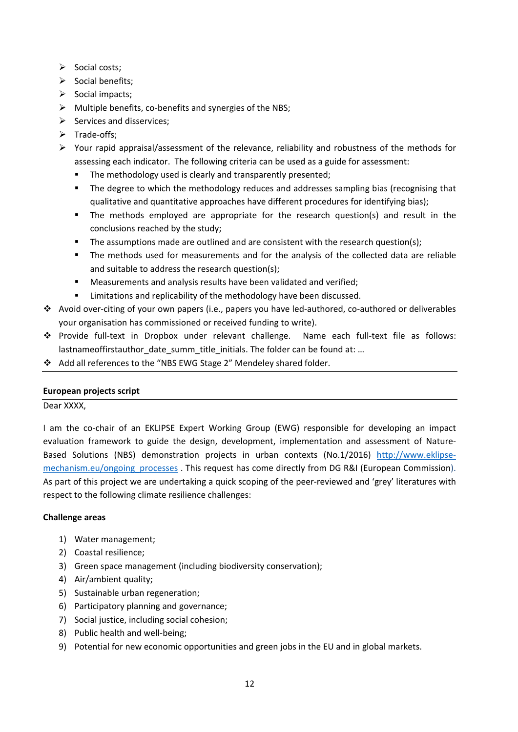- Social costs;
- Social benefits;
- Social impacts;
- Multiple benefits, co-benefits and synergies of the NBS;
- Services and disservices;
- Trade-offs;
- Your rapid appraisal/assessment of the relevance, reliability and robustness of the methods for assessing each indicator. The following criteria can be used as a guide for assessment:
  - The methodology used is clearly and transparently presented;
  - The degree to which the methodology reduces and addresses sampling bias (recognising that qualitative and quantitative approaches have different procedures for identifying bias);
  - The methods employed are appropriate for the research question(s) and result in the conclusions reached by the study;
  - The assumptions made are outlined and are consistent with the research question(s);
  - The methods used for measurements and for the analysis of the collected data are reliable and suitable to address the research question(s);
  - Measurements and analysis results have been validated and verified;
  - Limitations and replicability of the methodology have been discussed.

- Avoid over-citing of your own papers (i.e., papers you have led-authored, co-authored or deliverables your organisation has commissioned or received funding to write).
- Provide full-text in Dropbox under relevant challenge. Name each full-text file as follows: lastnameoffirstauthor_date_summ_title_initials. The folder can be found at: …
- Add all references to the "NBS EWG Stage 2" Mendeley shared folder.

---

**European projects script**

Dear XXXX,

I am the co-chair of an EKLIPSE Expert Working Group (EWG) responsible for developing an impact evaluation framework to guide the design, development, implementation and assessment of Nature-Based Solutions (NBS) demonstration projects in urban contexts (No.1/2016) http://www.eklipse-mechanism.eu/ongoing_processes . This request has come directly from DG R&I (European Commission). As part of this project we are undertaking a quick scoping of the peer-reviewed and 'grey' literatures with respect to the following climate resilience challenges:

**Challenge areas**

1) Water management;
2) Coastal resilience;
3) Green space management (including biodiversity conservation);
4) Air/ambient quality;
5) Sustainable urban regeneration;
6) Participatory planning and governance;
7) Social justice, including social cohesion;
8) Public health and well-being;
9) Potential for new economic opportunities and green jobs in the EU and in global markets.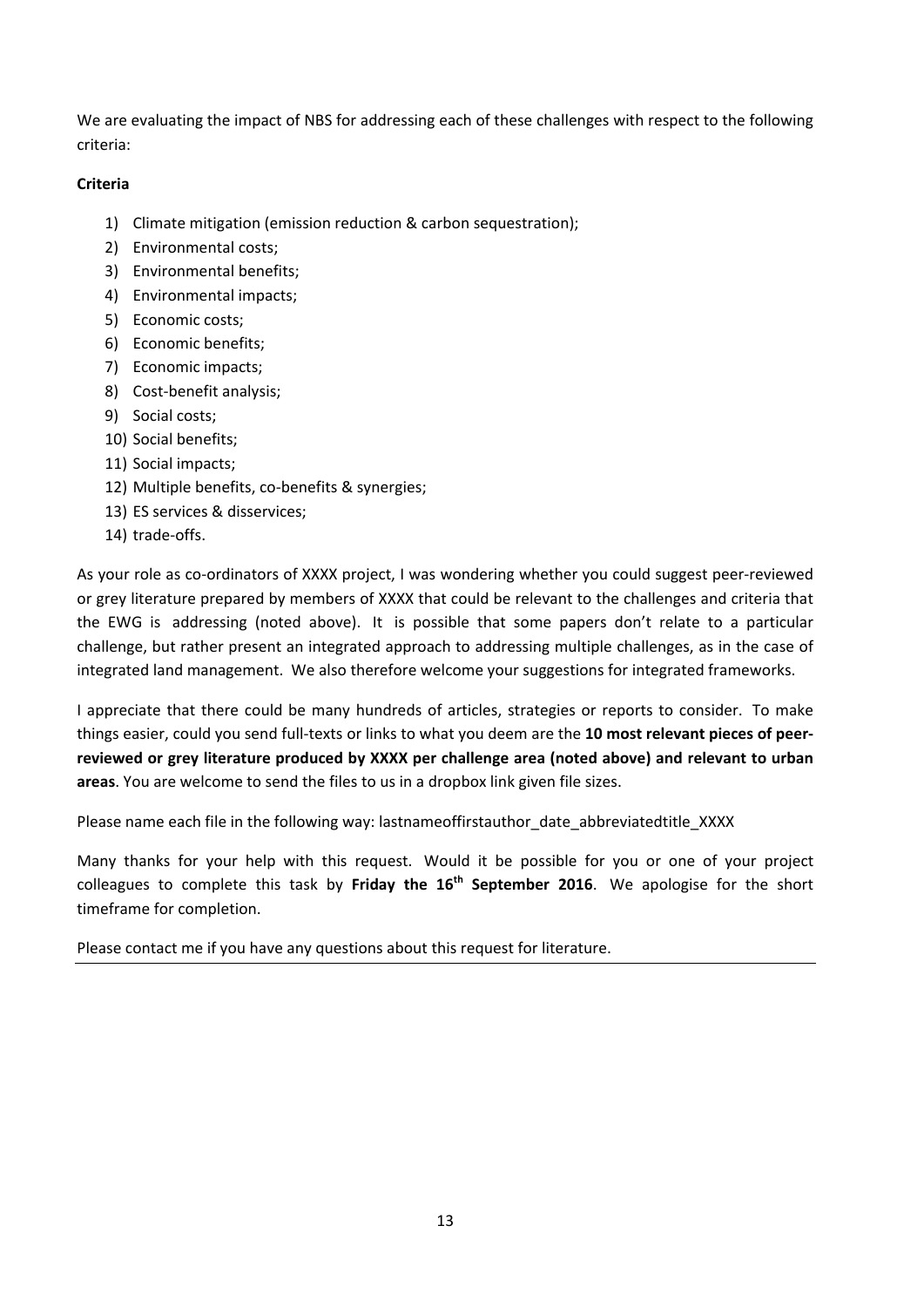We are evaluating the impact of NBS for addressing each of these challenges with respect to the following criteria:

**Criteria**

1) Climate mitigation (emission reduction & carbon sequestration);
2) Environmental costs;
3) Environmental benefits;
4) Environmental impacts;
5) Economic costs;
6) Economic benefits;
7) Economic impacts;
8) Cost-benefit analysis;
9) Social costs;
10) Social benefits;
11) Social impacts;
12) Multiple benefits, co-benefits & synergies;
13) ES services & disservices;
14) trade-offs.

As your role as co-ordinators of XXXX project, I was wondering whether you could suggest peer-reviewed or grey literature prepared by members of XXXX that could be relevant to the challenges and criteria that the EWG is addressing (noted above). It is possible that some papers don't relate to a particular challenge, but rather present an integrated approach to addressing multiple challenges, as in the case of integrated land management. We also therefore welcome your suggestions for integrated frameworks.

I appreciate that there could be many hundreds of articles, strategies or reports to consider. To make things easier, could you send full-texts or links to what you deem are the **10 most relevant pieces of peer-reviewed or grey literature produced by XXXX per challenge area (noted above) and relevant to urban areas**. You are welcome to send the files to us in a dropbox link given file sizes.

Please name each file in the following way: lastnameoffirstauthor_date_abbreviatedtitle_XXXX

Many thanks for your help with this request. Would it be possible for you or one of your project colleagues to complete this task by **Friday the 16th September 2016**. We apologise for the short timeframe for completion.

Please contact me if you have any questions about this request for literature.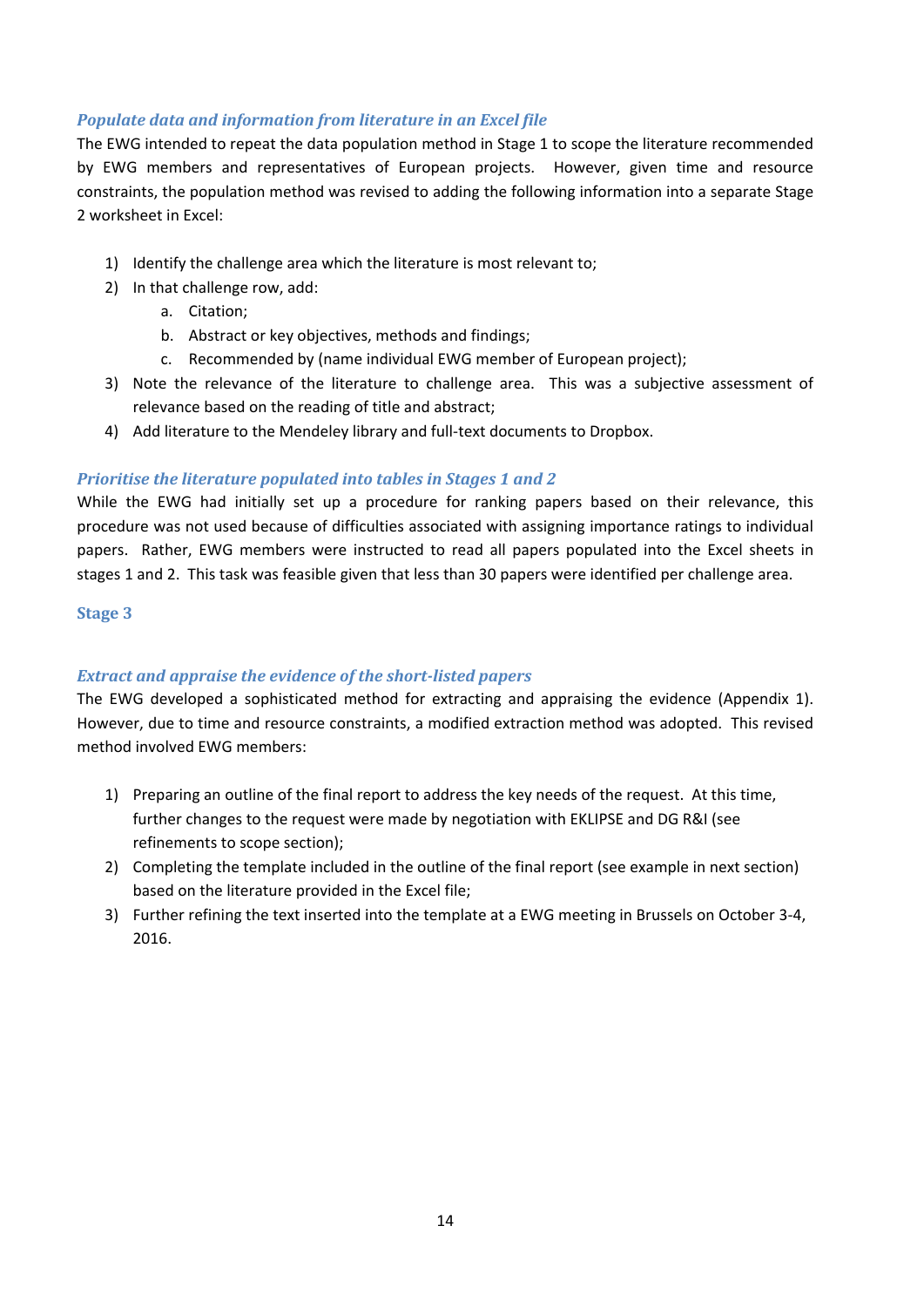### *Populate data and information from literature in an Excel file*

The EWG intended to repeat the data population method in Stage 1 to scope the literature recommended by EWG members and representatives of European projects. However, given time and resource constraints, the population method was revised to adding the following information into a separate Stage 2 worksheet in Excel:

1) Identify the challenge area which the literature is most relevant to;
2) In that challenge row, add:
    a. Citation;
    b. Abstract or key objectives, methods and findings;
    c. Recommended by (name individual EWG member of European project);
3) Note the relevance of the literature to challenge area. This was a subjective assessment of relevance based on the reading of title and abstract;
4) Add literature to the Mendeley library and full-text documents to Dropbox.

### *Prioritise the literature populated into tables in Stages 1 and 2*

While the EWG had initially set up a procedure for ranking papers based on their relevance, this procedure was not used because of difficulties associated with assigning importance ratings to individual papers. Rather, EWG members were instructed to read all papers populated into the Excel sheets in stages 1 and 2. This task was feasible given that less than 30 papers were identified per challenge area.

## Stage 3

### *Extract and appraise the evidence of the short-listed papers*

The EWG developed a sophisticated method for extracting and appraising the evidence (Appendix 1). However, due to time and resource constraints, a modified extraction method was adopted. This revised method involved EWG members:

1) Preparing an outline of the final report to address the key needs of the request. At this time, further changes to the request were made by negotiation with EKLIPSE and DG R&I (see refinements to scope section);
2) Completing the template included in the outline of the final report (see example in next section) based on the literature provided in the Excel file;
3) Further refining the text inserted into the template at a EWG meeting in Brussels on October 3-4, 2016.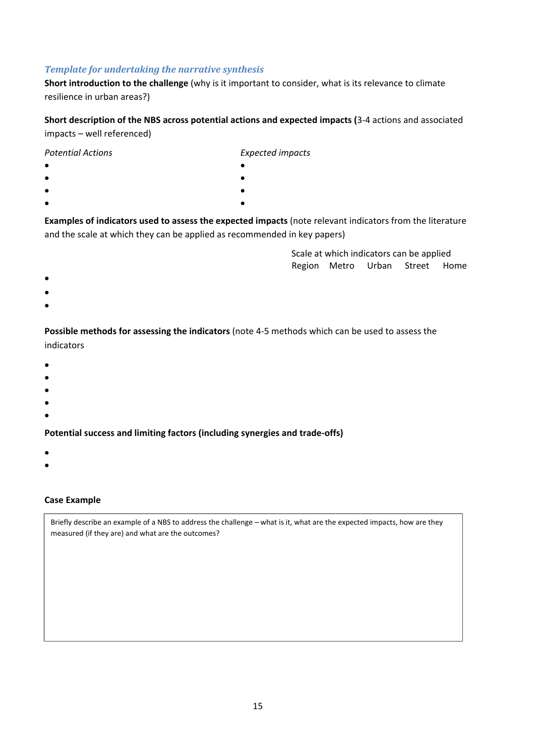### *Template for undertaking the narrative synthesis*

**Short introduction to the challenge** (why is it important to consider, what is its relevance to climate resilience in urban areas?)

**Short description of the NBS across potential actions and expected impacts (**3-4 actions and associated impacts – well referenced)

| *Potential Actions* | *Expected impacts* |
| --- | --- |
| • | • |
| • | • |
| • | • |
| • | • |

**Examples of indicators used to assess the expected impacts** (note relevant indicators from the literature and the scale at which they can be applied as recommended in key papers)

| | Scale at which indicators can be applied | | | | |
| --- | --- | --- | --- | --- | --- |
| | Region | Metro | Urban | Street | Home |
| • | | | | | |
| • | | | | | |
| • | | | | | |

**Possible methods for assessing the indicators** (note 4-5 methods which can be used to assess the indicators

- 
- 
- 
- 
- 

**Potential success and limiting factors (including synergies and trade-offs)**

- 
- 

**Case Example**

| Briefly describe an example of a NBS to address the challenge – what is it, what are the expected impacts, how are they measured (if they are) and what are the outcomes? |
| --- |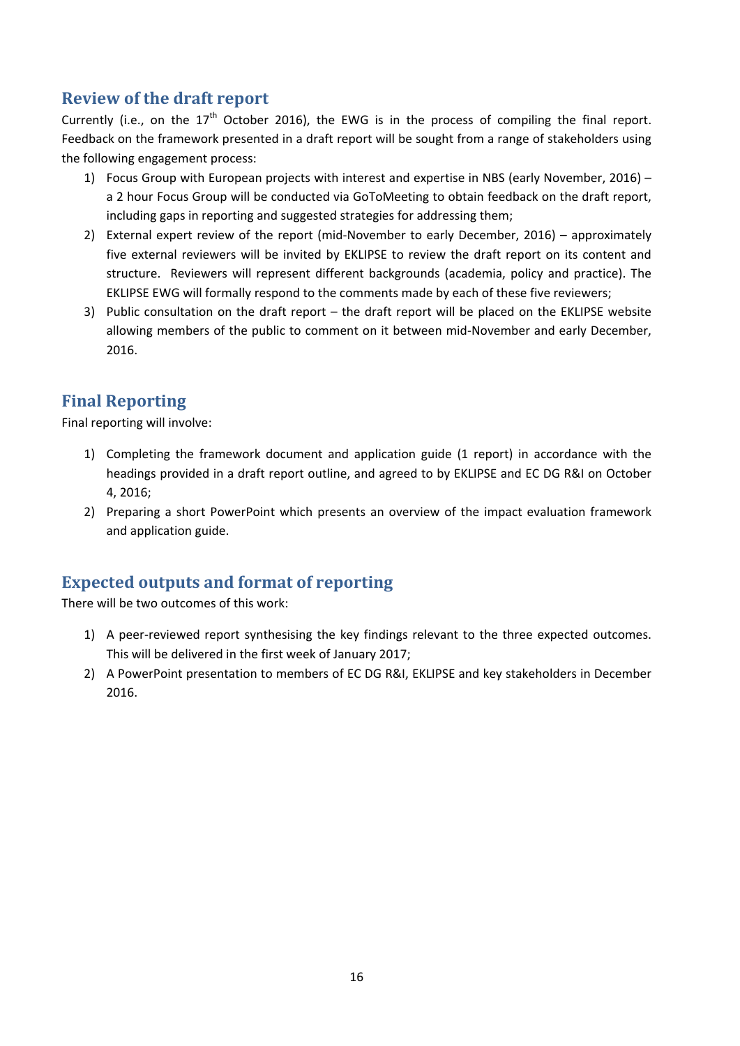## Review of the draft report

Currently (i.e., on the 17th October 2016), the EWG is in the process of compiling the final report. Feedback on the framework presented in a draft report will be sought from a range of stakeholders using the following engagement process:

1) Focus Group with European projects with interest and expertise in NBS (early November, 2016) – a 2 hour Focus Group will be conducted via GoToMeeting to obtain feedback on the draft report, including gaps in reporting and suggested strategies for addressing them;
2) External expert review of the report (mid-November to early December, 2016) – approximately five external reviewers will be invited by EKLIPSE to review the draft report on its content and structure. Reviewers will represent different backgrounds (academia, policy and practice). The EKLIPSE EWG will formally respond to the comments made by each of these five reviewers;
3) Public consultation on the draft report – the draft report will be placed on the EKLIPSE website allowing members of the public to comment on it between mid-November and early December, 2016.

## Final Reporting

Final reporting will involve:

1) Completing the framework document and application guide (1 report) in accordance with the headings provided in a draft report outline, and agreed to by EKLIPSE and EC DG R&I on October 4, 2016;
2) Preparing a short PowerPoint which presents an overview of the impact evaluation framework and application guide.

## Expected outputs and format of reporting

There will be two outcomes of this work:

1) A peer-reviewed report synthesising the key findings relevant to the three expected outcomes. This will be delivered in the first week of January 2017;
2) A PowerPoint presentation to members of EC DG R&I, EKLIPSE and key stakeholders in December 2016.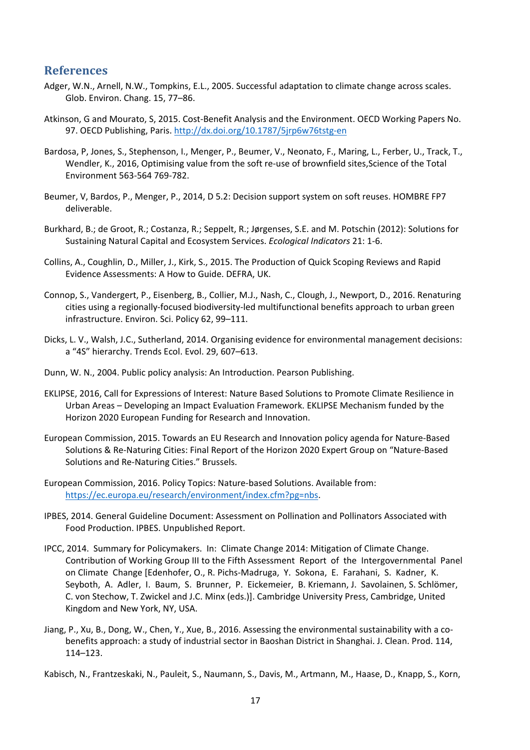## References

Adger, W.N., Arnell, N.W., Tompkins, E.L., 2005. Successful adaptation to climate change across scales. Glob. Environ. Chang. 15, 77–86.

Atkinson, G and Mourato, S, 2015. Cost-Benefit Analysis and the Environment. OECD Working Papers No. 97. OECD Publishing, Paris. http://dx.doi.org/10.1787/5jrp6w76tstg-en

Bardosa, P, Jones, S., Stephenson, I., Menger, P., Beumer, V., Neonato, F., Maring, L., Ferber, U., Track, T., Wendler, K., 2016, Optimising value from the soft re-use of brownfield sites,Science of the Total Environment 563-564 769-782.

Beumer, V, Bardos, P., Menger, P., 2014, D 5.2: Decision support system on soft reuses. HOMBRE FP7 deliverable.

Burkhard, B.; de Groot, R.; Costanza, R.; Seppelt, R.; Jørgenses, S.E. and M. Potschin (2012): Solutions for Sustaining Natural Capital and Ecosystem Services. *Ecological Indicators* 21: 1-6.

Collins, A., Coughlin, D., Miller, J., Kirk, S., 2015. The Production of Quick Scoping Reviews and Rapid Evidence Assessments: A How to Guide. DEFRA, UK.

Connop, S., Vandergert, P., Eisenberg, B., Collier, M.J., Nash, C., Clough, J., Newport, D., 2016. Renaturing cities using a regionally-focused biodiversity-led multifunctional benefits approach to urban green infrastructure. Environ. Sci. Policy 62, 99–111.

Dicks, L. V., Walsh, J.C., Sutherland, 2014. Organising evidence for environmental management decisions: a "4S" hierarchy. Trends Ecol. Evol. 29, 607–613.

Dunn, W. N., 2004. Public policy analysis: An Introduction. Pearson Publishing.

EKLIPSE, 2016, Call for Expressions of Interest: Nature Based Solutions to Promote Climate Resilience in Urban Areas – Developing an Impact Evaluation Framework. EKLIPSE Mechanism funded by the Horizon 2020 European Funding for Research and Innovation.

European Commission, 2015. Towards an EU Research and Innovation policy agenda for Nature-Based Solutions & Re-Naturing Cities: Final Report of the Horizon 2020 Expert Group on "Nature-Based Solutions and Re-Naturing Cities." Brussels.

European Commission, 2016. Policy Topics: Nature-based Solutions. Available from: https://ec.europa.eu/research/environment/index.cfm?pg=nbs.

IPBES, 2014. General Guideline Document: Assessment on Pollination and Pollinators Associated with Food Production. IPBES. Unpublished Report.

IPCC, 2014. Summary for Policymakers. In: Climate Change 2014: Mitigation of Climate Change. Contribution of Working Group III to the Fifth Assessment Report of the Intergovernmental Panel on Climate Change [Edenhofer, O., R. Pichs-Madruga, Y. Sokona, E. Farahani, S. Kadner, K. Seyboth, A. Adler, I. Baum, S. Brunner, P. Eickemeier, B. Kriemann, J. Savolainen, S. Schlömer, C. von Stechow, T. Zwickel and J.C. Minx (eds.)]. Cambridge University Press, Cambridge, United Kingdom and New York, NY, USA.

Jiang, P., Xu, B., Dong, W., Chen, Y., Xue, B., 2016. Assessing the environmental sustainability with a co-benefits approach: a study of industrial sector in Baoshan District in Shanghai. J. Clean. Prod. 114, 114–123.

Kabisch, N., Frantzeskaki, N., Pauleit, S., Naumann, S., Davis, M., Artmann, M., Haase, D., Knapp, S., Korn,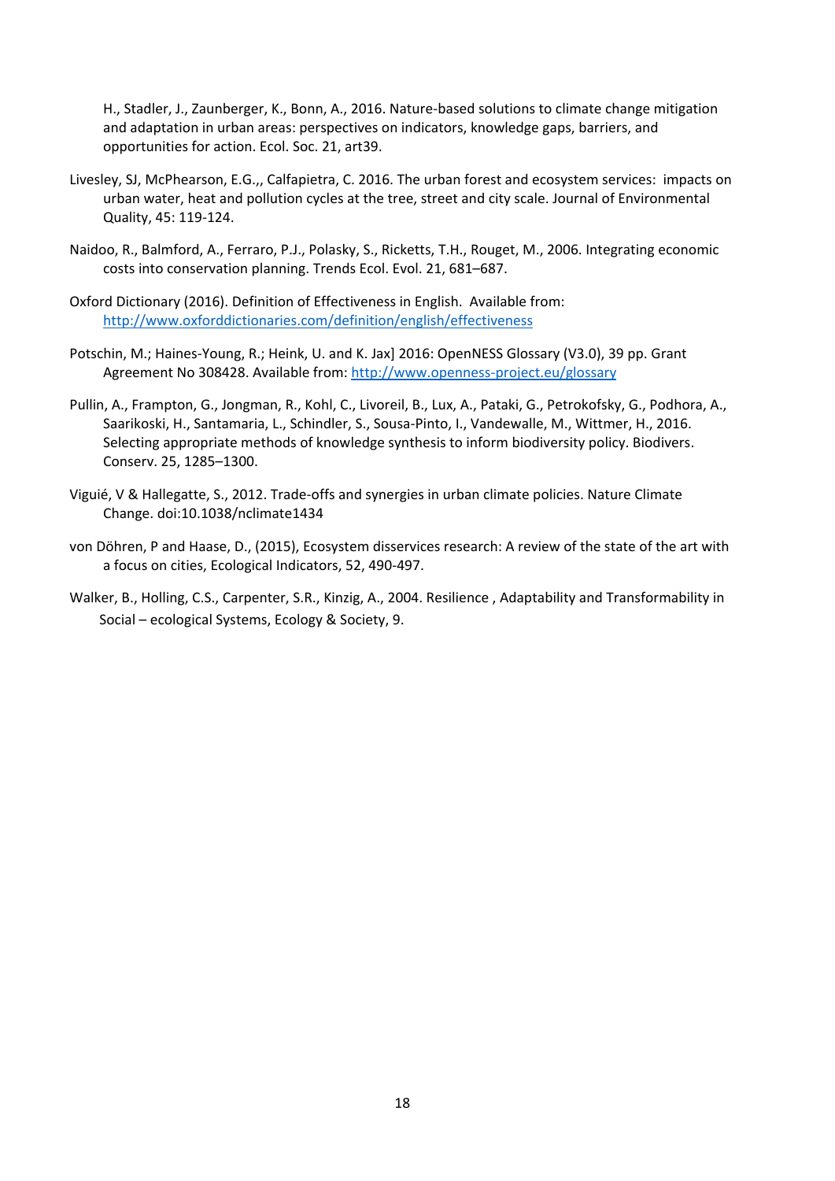H., Stadler, J., Zaunberger, K., Bonn, A., 2016. Nature-based solutions to climate change mitigation and adaptation in urban areas: perspectives on indicators, knowledge gaps, barriers, and opportunities for action. Ecol. Soc. 21, art39.

Livesley, SJ, McPhearson, E.G.,, Calfapietra, C. 2016. The urban forest and ecosystem services: impacts on urban water, heat and pollution cycles at the tree, street and city scale. Journal of Environmental Quality, 45: 119-124.

Naidoo, R., Balmford, A., Ferraro, P.J., Polasky, S., Ricketts, T.H., Rouget, M., 2006. Integrating economic costs into conservation planning. Trends Ecol. Evol. 21, 681–687.

Oxford Dictionary (2016). Definition of Effectiveness in English. Available from: http://www.oxforddictionaries.com/definition/english/effectiveness

Potschin, M.; Haines-Young, R.; Heink, U. and K. Jax] 2016: OpenNESS Glossary (V3.0), 39 pp. Grant Agreement No 308428. Available from: http://www.openness-project.eu/glossary

Pullin, A., Frampton, G., Jongman, R., Kohl, C., Livoreil, B., Lux, A., Pataki, G., Petrokofsky, G., Podhora, A., Saarikoski, H., Santamaria, L., Schindler, S., Sousa-Pinto, I., Vandewalle, M., Wittmer, H., 2016. Selecting appropriate methods of knowledge synthesis to inform biodiversity policy. Biodivers. Conserv. 25, 1285–1300.

Viguié, V & Hallegatte, S., 2012. Trade-offs and synergies in urban climate policies. Nature Climate Change. doi:10.1038/nclimate1434

von Döhren, P and Haase, D., (2015), Ecosystem disservices research: A review of the state of the art with a focus on cities, Ecological Indicators, 52, 490-497.

Walker, B., Holling, C.S., Carpenter, S.R., Kinzig, A., 2004. Resilience , Adaptability and Transformability in Social – ecological Systems, Ecology & Society, 9.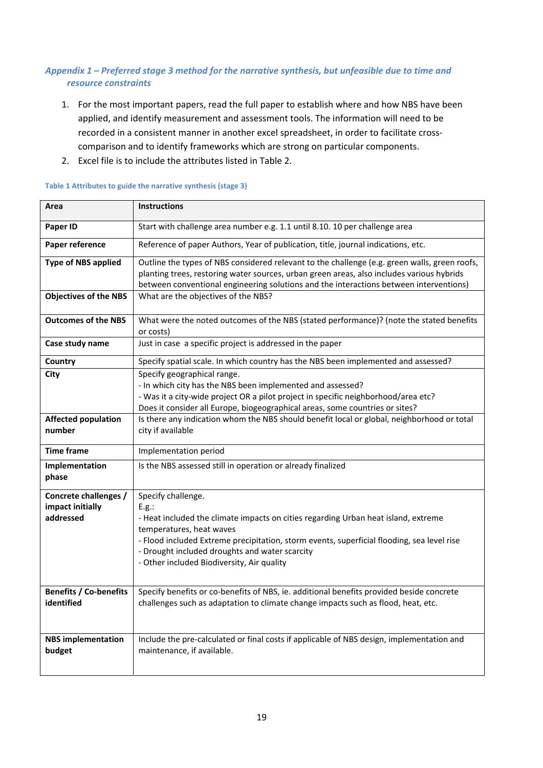### *Appendix 1 – Preferred stage 3 method for the narrative synthesis, but unfeasible due to time and resource constraints*

1. For the most important papers, read the full paper to establish where and how NBS have been applied, and identify measurement and assessment tools. The information will need to be recorded in a consistent manner in another excel spreadsheet, in order to facilitate cross-comparison and to identify frameworks which are strong on particular components.
2. Excel file is to include the attributes listed in Table 2.

**Table 1 Attributes to guide the narrative synthesis (stage 3)**

| Area | Instructions |
|---|---|
| **Paper ID** | Start with challenge area number e.g. 1.1 until 8.10. 10 per challenge area |
| **Paper reference** | Reference of paper Authors, Year of publication, title, journal indications, etc. |
| **Type of NBS applied** | Outline the types of NBS considered relevant to the challenge (e.g. green walls, green roofs, planting trees, restoring water sources, urban green areas, also includes various hybrids between conventional engineering solutions and the interactions between interventions) |
| **Objectives of the NBS** | What are the objectives of the NBS? |
| **Outcomes of the NBS** | What were the noted outcomes of the NBS (stated performance)? (note the stated benefits or costs) |
| **Case study name** | Just in case a specific project is addressed in the paper |
| **Country** | Specify spatial scale. In which country has the NBS been implemented and assessed? |
| **City** | Specify geographical range.<br>- In which city has the NBS been implemented and assessed?<br>- Was it a city-wide project OR a pilot project in specific neighborhood/area etc?<br>Does it consider all Europe, biogeographical areas, some countries or sites? |
| **Affected population number** | Is there any indication whom the NBS should benefit local or global, neighborhood or total city if available |
| **Time frame** | Implementation period |
| **Implementation phase** | Is the NBS assessed still in operation or already finalized |
| **Concrete challenges / impact initially addressed** | Specify challenge.<br>E.g.:<br>- Heat included the climate impacts on cities regarding Urban heat island, extreme temperatures, heat waves<br>- Flood included Extreme precipitation, storm events, superficial flooding, sea level rise<br>- Drought included droughts and water scarcity<br>- Other included Biodiversity, Air quality |
| **Benefits / Co-benefits identified** | Specify benefits or co-benefits of NBS, ie. additional benefits provided beside concrete challenges such as adaptation to climate change impacts such as flood, heat, etc. |
| **NBS implementation budget** | Include the pre-calculated or final costs if applicable of NBS design, implementation and maintenance, if available. |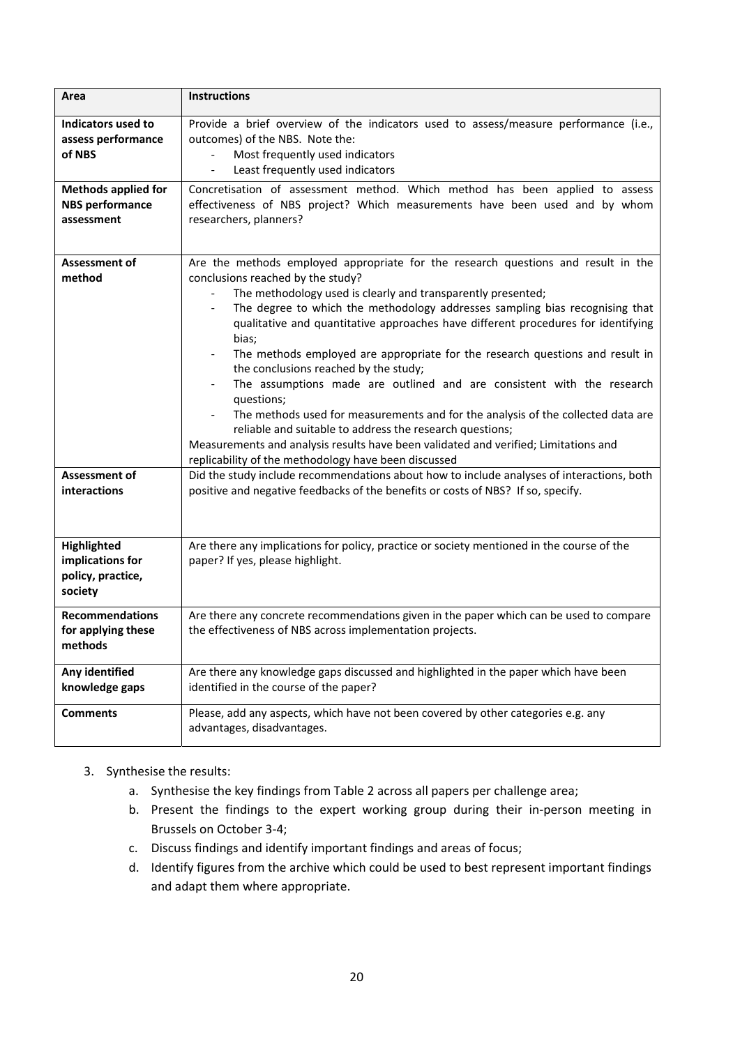| Area | Instructions |
| --- | --- |
| **Indicators used to assess performance of NBS** | Provide a brief overview of the indicators used to assess/measure performance (i.e., outcomes) of the NBS. Note the:<br>- Most frequently used indicators<br>- Least frequently used indicators |
| **Methods applied for NBS performance assessment** | Concretisation of assessment method. Which method has been applied to assess effectiveness of NBS project? Which measurements have been used and by whom researchers, planners? |
| **Assessment of method** | Are the methods employed appropriate for the research questions and result in the conclusions reached by the study?<br>- The methodology used is clearly and transparently presented;<br>- The degree to which the methodology addresses sampling bias recognising that qualitative and quantitative approaches have different procedures for identifying bias;<br>- The methods employed are appropriate for the research questions and result in the conclusions reached by the study;<br>- The assumptions made are outlined and are consistent with the research questions;<br>- The methods used for measurements and for the analysis of the collected data are reliable and suitable to address the research questions;<br>Measurements and analysis results have been validated and verified; Limitations and replicability of the methodology have been discussed |
| **Assessment of interactions** | Did the study include recommendations about how to include analyses of interactions, both positive and negative feedbacks of the benefits or costs of NBS? If so, specify. |
| **Highlighted implications for policy, practice, society** | Are there any implications for policy, practice or society mentioned in the course of the paper? If yes, please highlight. |
| **Recommendations for applying these methods** | Are there any concrete recommendations given in the paper which can be used to compare the effectiveness of NBS across implementation projects. |
| **Any identified knowledge gaps** | Are there any knowledge gaps discussed and highlighted in the paper which have been identified in the course of the paper? |
| **Comments** | Please, add any aspects, which have not been covered by other categories e.g. any advantages, disadvantages. |

3. Synthesise the results:
   a. Synthesise the key findings from Table 2 across all papers per challenge area;
   b. Present the findings to the expert working group during their in-person meeting in Brussels on October 3-4;
   c. Discuss findings and identify important findings and areas of focus;
   d. Identify figures from the archive which could be used to best represent important findings and adapt them where appropriate.